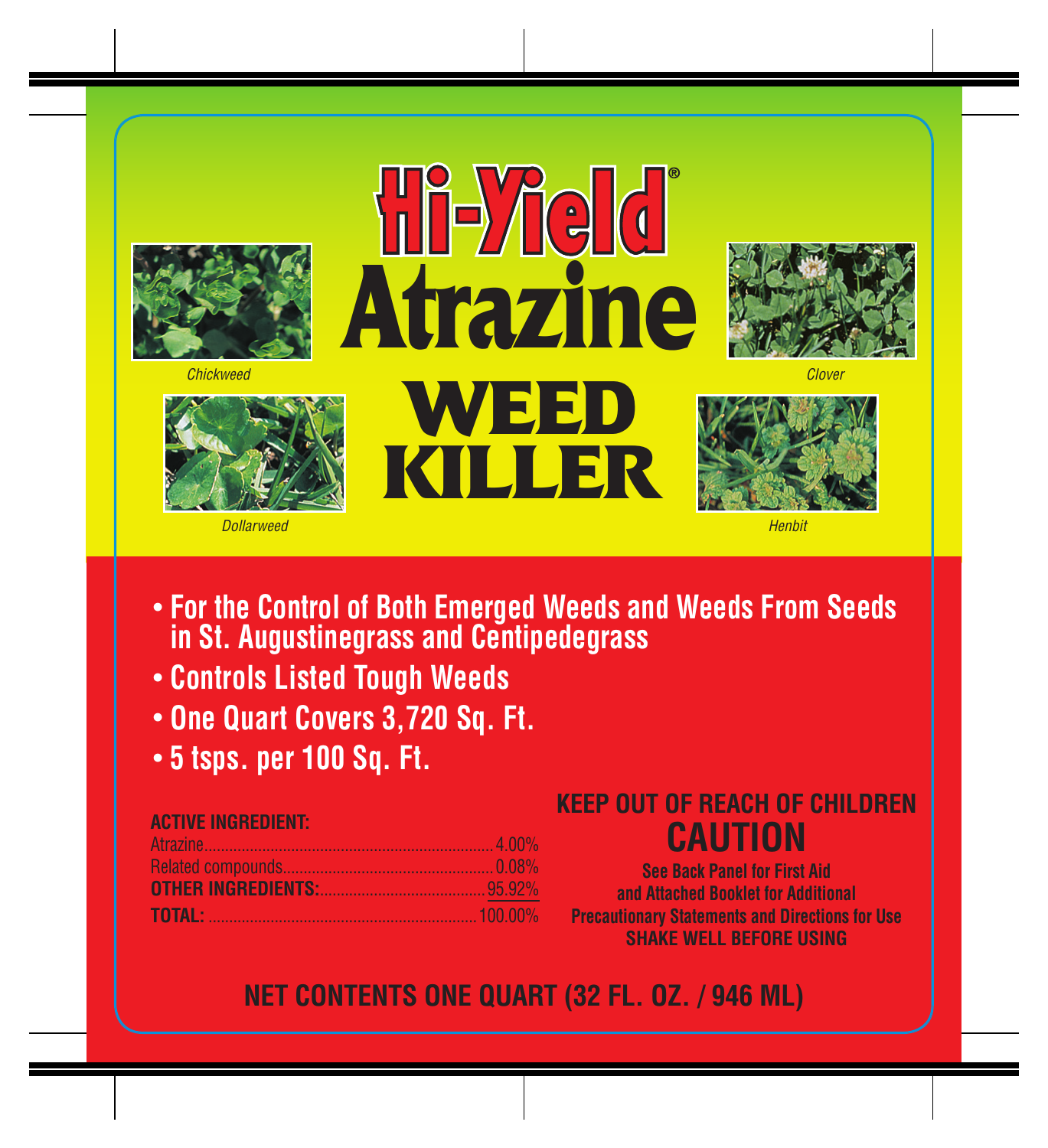# Hi-Yield®

# Atrazine WEED KILLER

*Chickweed*

*Clover*

*Dollarweed*

*Henbit*

- **For the Control of Both Emerged Weeds and Weeds From Seeds in St. Augustinegrass and Centipedegrass**
- **Controls Listed Tough Weeds**
- **One Quart Covers 3,720 Sq. Ft.**
- **5 tsps. per 100 Sq. Ft.**

**ACTIVE INGREDIENT:**

| | |
|---|---|
| Atrazine | 4.00% |
| Related compounds | 0.08% |
| **OTHER INGREDIENTS:** | 95.92% |
| **TOTAL:** | 100.00% |

**KEEP OUT OF REACH OF CHILDREN**

## CAUTION

**See Back Panel for First Aid and Attached Booklet for Additional Precautionary Statements and Directions for Use**

**SHAKE WELL BEFORE USING**

**NET CONTENTS ONE QUART (32 FL. OZ. / 946 ML)**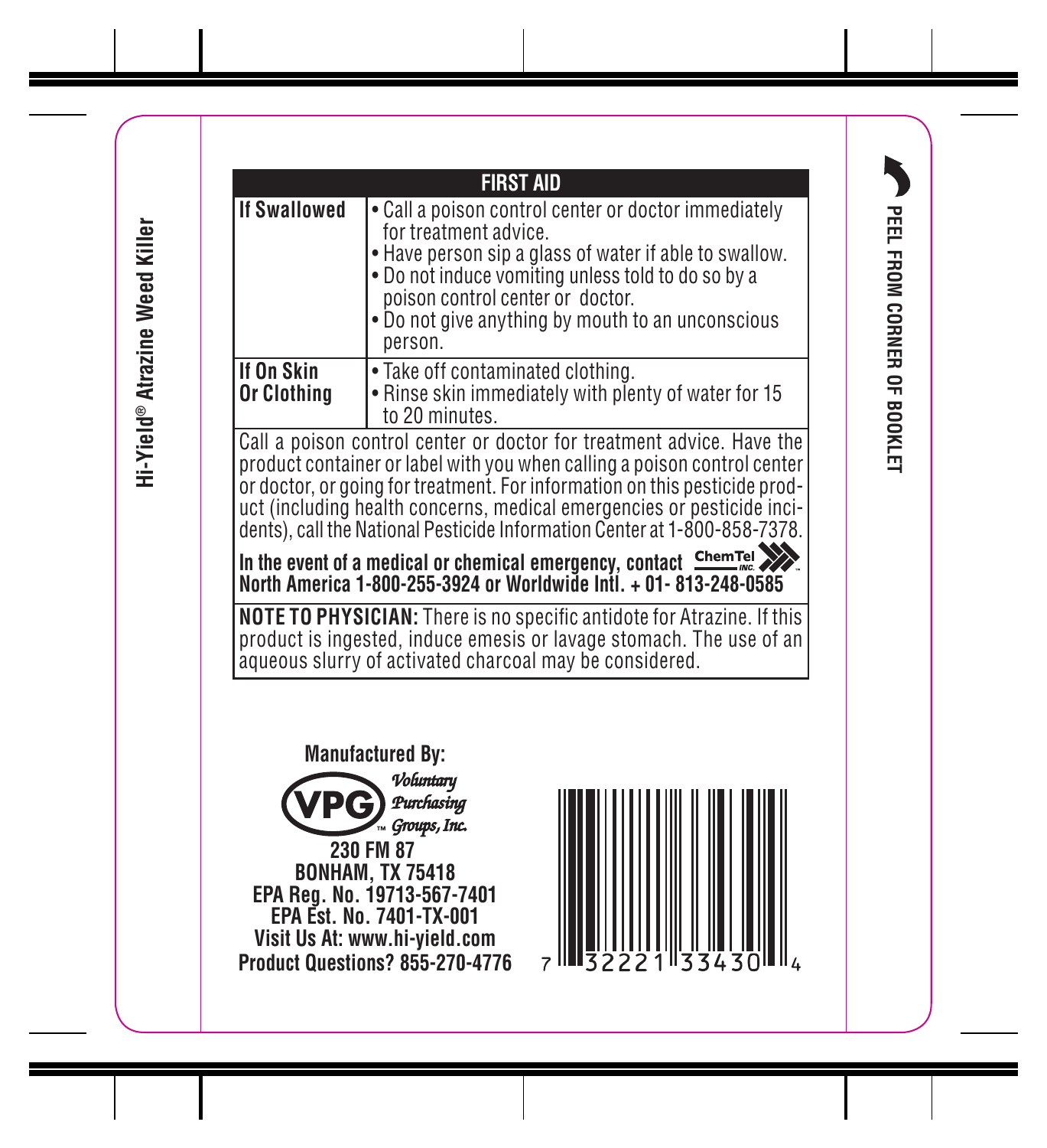Hi-Yield® Atrazine Weed Killer

PEEL FROM CORNER OF BOOKLET

| FIRST AID | |
|---|---|
| **If Swallowed** | • Call a poison control center or doctor immediately for treatment advice.<br>• Have person sip a glass of water if able to swallow.<br>• Do not induce vomiting unless told to do so by a poison control center or doctor.<br>• Do not give anything by mouth to an unconscious person. |
| **If On Skin Or Clothing** | • Take off contaminated clothing.<br>• Rinse skin immediately with plenty of water for 15 to 20 minutes. |

Call a poison control center or doctor for treatment advice. Have the product container or label with you when calling a poison control center or doctor, or going for treatment. For information on this pesticide product (including health concerns, medical emergencies or pesticide incidents), call the National Pesticide Information Center at 1-800-858-7378.

**In the event of a medical or chemical emergency, contact ChemTel INC. North America 1-800-255-3924 or Worldwide Intl. + 01- 813-248-0585**

**NOTE TO PHYSICIAN:** There is no specific antidote for Atrazine. If this product is ingested, induce emesis or lavage stomach. The use of an aqueous slurry of activated charcoal may be considered.

**Manufactured By:**

VPG™ *Voluntary Purchasing Groups, Inc.*

**230 FM 87**
**BONHAM, TX 75418**
**EPA Reg. No. 19713-567-7401**
**EPA Est. No. 7401-TX-001**
**Visit Us At: www.hi-yield.com**
**Product Questions? 855-270-4776**

7 32221 33430 4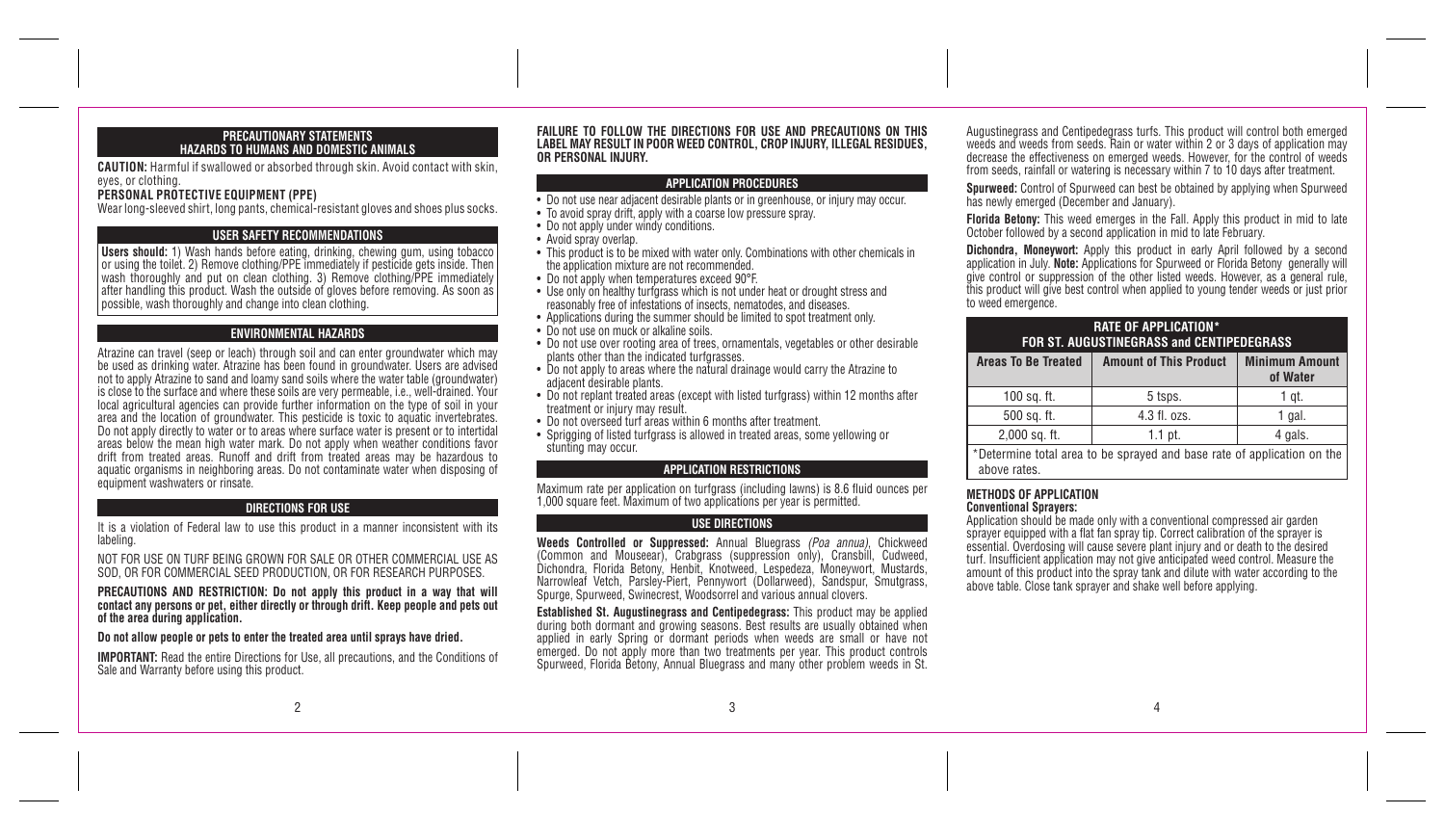## PRECAUTIONARY STATEMENTS
## HAZARDS TO HUMANS AND DOMESTIC ANIMALS

**CAUTION:** Harmful if swallowed or absorbed through skin. Avoid contact with skin, eyes, or clothing.

**PERSONAL PROTECTIVE EQUIPMENT (PPE)**

Wear long-sleeved shirt, long pants, chemical-resistant gloves and shoes plus socks.

### USER SAFETY RECOMMENDATIONS

**Users should:** 1) Wash hands before eating, drinking, chewing gum, using tobacco or using the toilet. 2) Remove clothing/PPE immediately if pesticide gets inside. Then wash thoroughly and put on clean clothing. 3) Remove clothing/PPE immediately after handling this product. Wash the outside of gloves before removing. As soon as possible, wash thoroughly and change into clean clothing.

### ENVIRONMENTAL HAZARDS

Atrazine can travel (seep or leach) through soil and can enter groundwater which may be used as drinking water. Atrazine has been found in groundwater. Users are advised not to apply Atrazine to sand and loamy sand soils where the water table (groundwater) is close to the surface and where these soils are very permeable, i.e., well-drained. Your local agricultural agencies can provide further information on the type of soil in your area and the location of groundwater. This pesticide is toxic to aquatic invertebrates. Do not apply directly to water or to areas where surface water is present or to intertidal areas below the mean high water mark. Do not apply when weather conditions favor drift from treated areas. Runoff and drift from treated areas may be hazardous to aquatic organisms in neighboring areas. Do not contaminate water when disposing of equipment washwaters or rinsate.

### DIRECTIONS FOR USE

It is a violation of Federal law to use this product in a manner inconsistent with its labeling.

NOT FOR USE ON TURF BEING GROWN FOR SALE OR OTHER COMMERCIAL USE AS SOD, OR FOR COMMERCIAL SEED PRODUCTION, OR FOR RESEARCH PURPOSES.

**PRECAUTIONS AND RESTRICTION: Do not apply this product in a way that will contact any persons or pet, either directly or through drift. Keep people and pets out of the area during application.**

**Do not allow people or pets to enter the treated area until sprays have dried.**

**IMPORTANT:** Read the entire Directions for Use, all precautions, and the Conditions of Sale and Warranty before using this product.

**FAILURE TO FOLLOW THE DIRECTIONS FOR USE AND PRECAUTIONS ON THIS LABEL MAY RESULT IN POOR WEED CONTROL, CROP INJURY, ILLEGAL RESIDUES, OR PERSONAL INJURY.**

### APPLICATION PROCEDURES

- Do not use near adjacent desirable plants or in greenhouse, or injury may occur.
- To avoid spray drift, apply with a coarse low pressure spray.
- Do not apply under windy conditions.
- Avoid spray overlap.
- This product is to be mixed with water only. Combinations with other chemicals in the application mixture are not recommended.
- Do not apply when temperatures exceed 90°F.
- Use only on healthy turfgrass which is not under heat or drought stress and reasonably free of infestations of insects, nematodes, and diseases.
- Applications during the summer should be limited to spot treatment only.
- Do not use on muck or alkaline soils.
- Do not use over rooting area of trees, ornamentals, vegetables or other desirable plants other than the indicated turfgrasses.
- Do not apply to areas where the natural drainage would carry the Atrazine to adjacent desirable plants.
- Do not replant treated areas (except with listed turfgrass) within 12 months after treatment or injury may result.
- Do not overseed turf areas within 6 months after treatment.
- Sprigging of listed turfgrass is allowed in treated areas, some yellowing or stunting may occur.

### APPLICATION RESTRICTIONS

Maximum rate per application on turfgrass (including lawns) is 8.6 fluid ounces per 1,000 square feet. Maximum of two applications per year is permitted.

### USE DIRECTIONS

**Weeds Controlled or Suppressed:** Annual Bluegrass *(Poa annua)*, Chickweed (Common and Mouseear), Crabgrass (suppression only), Cransbill, Cudweed, Dichondra, Florida Betony, Henbit, Knotweed, Lespedeza, Moneywort, Mustards, Narrowleaf Vetch, Parsley-Piert, Pennywort (Dollarweed), Sandspur, Smutgrass, Spurge, Spurweed, Swinecrest, Woodsorrel and various annual clovers.

**Established St. Augustinegrass and Centipedegrass:** This product may be applied during both dormant and growing seasons. Best results are usually obtained when applied in early Spring or dormant periods when weeds are small or have not emerged. Do not apply more than two treatments per year. This product controls Spurweed, Florida Betony, Annual Bluegrass and many other problem weeds in St. Augustinegrass and Centipedegrass turfs. This product will control both emerged weeds and weeds from seeds. Rain or water within 2 or 3 days of application may decrease the effectiveness on emerged weeds. However, for the control of weeds from seeds, rainfall or watering is necessary within 7 to 10 days after treatment.

**Spurweed:** Control of Spurweed can best be obtained by applying when Spurweed has newly emerged (December and January).

**Florida Betony:** This weed emerges in the Fall. Apply this product in mid to late October followed by a second application in mid to late February.

**Dichondra, Moneywort:** Apply this product in early April followed by a second application in July. **Note:** Applications for Spurweed or Florida Betony generally will give control or suppression of the other listed weeds. However, as a general rule, this product will give best control when applied to young tender weeds or just prior to weed emergence.

**RATE OF APPLICATION* FOR ST. AUGUSTINEGRASS and CENTIPEDEGRASS**

| Areas To Be Treated | Amount of This Product | Minimum Amount of Water |
|---|---|---|
| 100 sq. ft. | 5 tsps. | 1 qt. |
| 500 sq. ft. | 4.3 fl. ozs. | 1 gal. |
| 2,000 sq. ft. | 1.1 pt. | 4 gals. |

*Determine total area to be sprayed and base rate of application on the above rates.

### METHODS OF APPLICATION

**Conventional Sprayers:**

Application should be made only with a conventional compressed air garden sprayer equipped with a flat fan spray tip. Correct calibration of the sprayer is essential. Overdosing will cause severe plant injury and or death to the desired turf. Insufficient application may not give anticipated weed control. Measure the amount of this product into the spray tank and dilute with water according to the above table. Close tank sprayer and shake well before applying.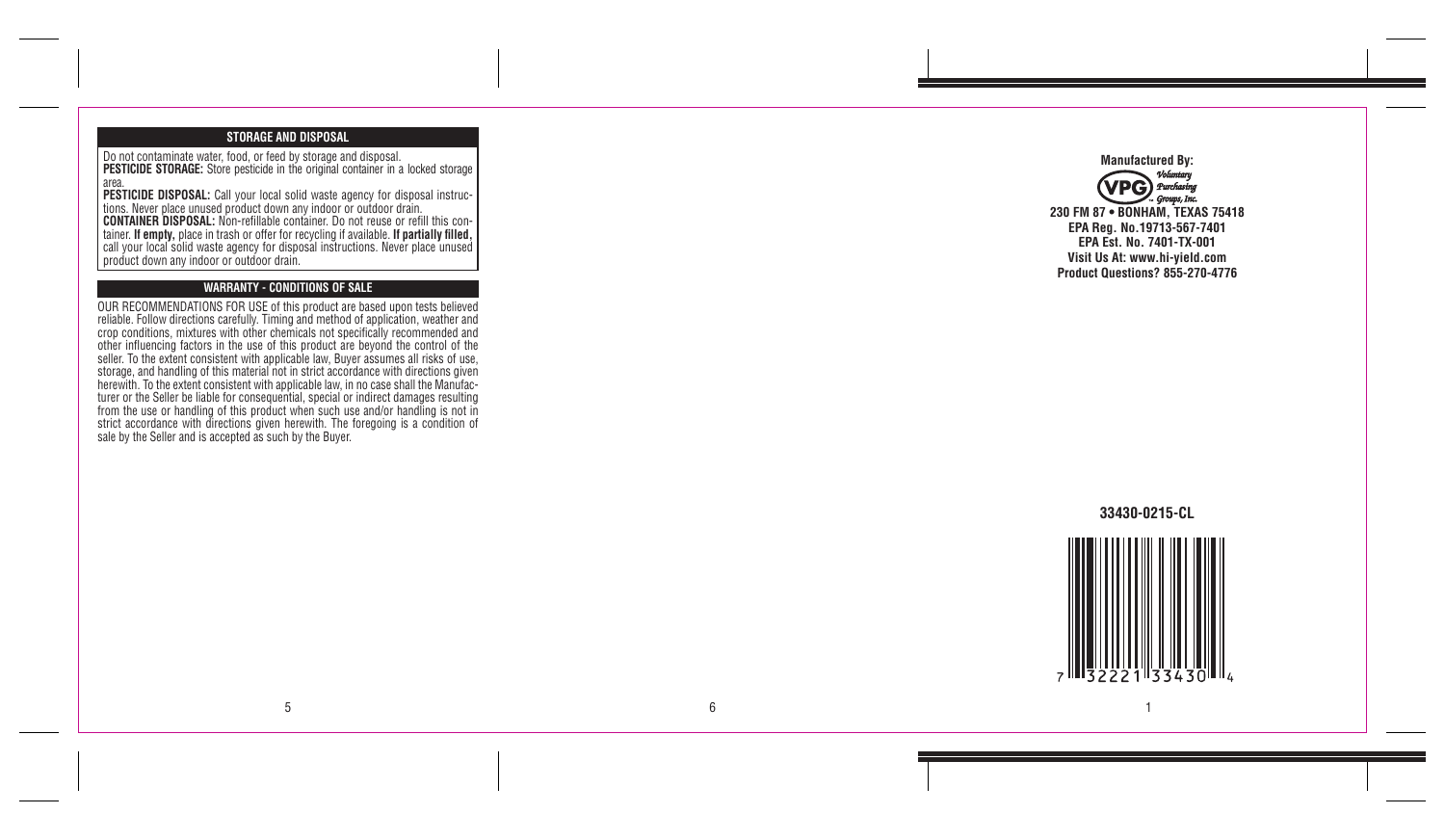## STORAGE AND DISPOSAL

Do not contaminate water, food, or feed by storage and disposal.
**PESTICIDE STORAGE:** Store pesticide in the original container in a locked storage area.
**PESTICIDE DISPOSAL:** Call your local solid waste agency for disposal instructions. Never place unused product down any indoor or outdoor drain.
**CONTAINER DISPOSAL:** Non-refillable container. Do not reuse or refill this container. **If empty,** place in trash or offer for recycling if available. **If partially filled,** call your local solid waste agency for disposal instructions. Never place unused product down any indoor or outdoor drain.

## WARRANTY - CONDITIONS OF SALE

OUR RECOMMENDATIONS FOR USE of this product are based upon tests believed reliable. Follow directions carefully. Timing and method of application, weather and crop conditions, mixtures with other chemicals not specifically recommended and other influencing factors in the use of this product are beyond the control of the seller. To the extent consistent with applicable law, Buyer assumes all risks of use, storage, and handling of this material not in strict accordance with directions given herewith. To the extent consistent with applicable law, in no case shall the Manufacturer or the Seller be liable for consequential, special or indirect damages resulting from the use or handling of this product when such use and/or handling is not in strict accordance with directions given herewith. The foregoing is a condition of sale by the Seller and is accepted as such by the Buyer.

**Manufactured By:**
**VPG** *Voluntary Purchasing Groups, Inc.*
**230 FM 87 • BONHAM, TEXAS 75418**
**EPA Reg. No.19713-567-7401**
**EPA Est. No. 7401-TX-001**
**Visit Us At: www.hi-yield.com**
**Product Questions? 855-270-4776**

**33430-0215-CL**

7 32221 33430 4